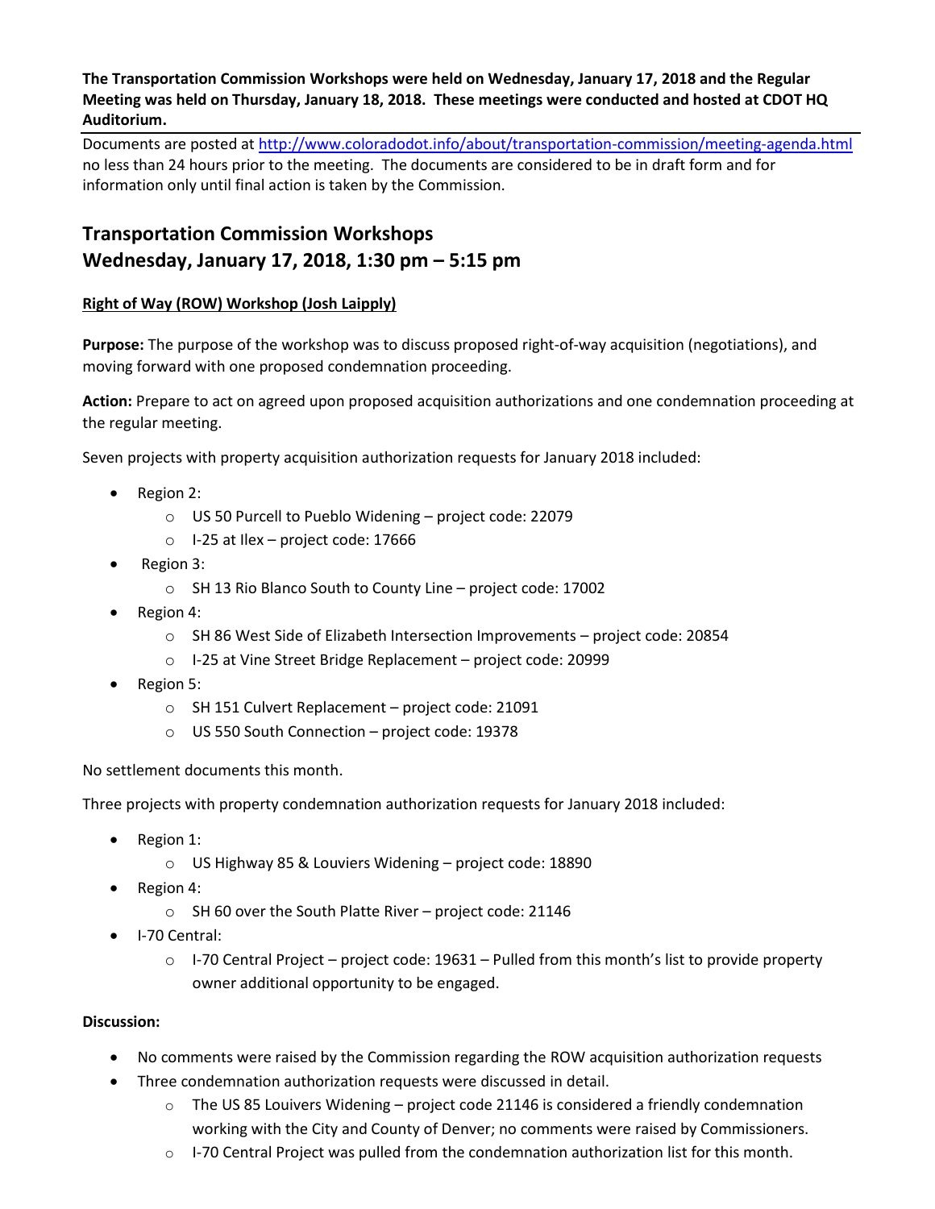**The Transportation Commission Workshops were held on Wednesday, January 17, 2018 and the Regular Meeting was held on Thursday, January 18, 2018. These meetings were conducted and hosted at CDOT HQ Auditorium.**

Documents are posted at http://www.coloradodot.info/about/transportation-commission/meeting-agenda.html no less than 24 hours prior to the meeting. The documents are considered to be in draft form and for information only until final action is taken by the Commission.

## Transportation Commission Workshops
## Wednesday, January 17, 2018, 1:30 pm – 5:15 pm

**Right of Way (ROW) Workshop (Josh Laipply)**

**Purpose:** The purpose of the workshop was to discuss proposed right-of-way acquisition (negotiations), and moving forward with one proposed condemnation proceeding.

**Action:** Prepare to act on agreed upon proposed acquisition authorizations and one condemnation proceeding at the regular meeting.

Seven projects with property acquisition authorization requests for January 2018 included:

- Region 2:
  - US 50 Purcell to Pueblo Widening – project code: 22079
  - I-25 at Ilex – project code: 17666
- Region 3:
  - SH 13 Rio Blanco South to County Line – project code: 17002
- Region 4:
  - SH 86 West Side of Elizabeth Intersection Improvements – project code: 20854
  - I-25 at Vine Street Bridge Replacement – project code: 20999
- Region 5:
  - SH 151 Culvert Replacement – project code: 21091
  - US 550 South Connection – project code: 19378

No settlement documents this month.

Three projects with property condemnation authorization requests for January 2018 included:

- Region 1:
  - US Highway 85 & Louviers Widening – project code: 18890
- Region 4:
  - SH 60 over the South Platte River – project code: 21146
- I-70 Central:
  - I-70 Central Project – project code: 19631 – Pulled from this month's list to provide property owner additional opportunity to be engaged.

**Discussion:**

- No comments were raised by the Commission regarding the ROW acquisition authorization requests
- Three condemnation authorization requests were discussed in detail.
  - The US 85 Louivers Widening – project code 21146 is considered a friendly condemnation working with the City and County of Denver; no comments were raised by Commissioners.
  - I-70 Central Project was pulled from the condemnation authorization list for this month.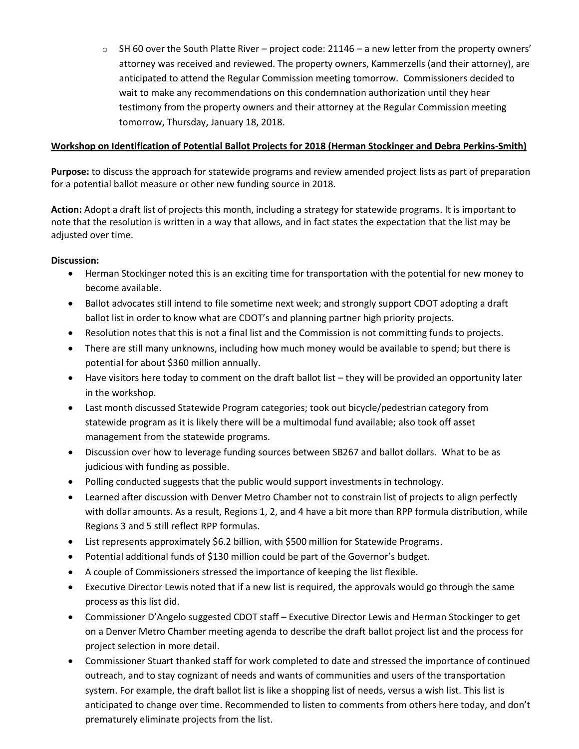- SH 60 over the South Platte River – project code: 21146 – a new letter from the property owners' attorney was received and reviewed. The property owners, Kammerzells (and their attorney), are anticipated to attend the Regular Commission meeting tomorrow. Commissioners decided to wait to make any recommendations on this condemnation authorization until they hear testimony from the property owners and their attorney at the Regular Commission meeting tomorrow, Thursday, January 18, 2018.

**Workshop on Identification of Potential Ballot Projects for 2018 (Herman Stockinger and Debra Perkins-Smith)**

**Purpose:** to discuss the approach for statewide programs and review amended project lists as part of preparation for a potential ballot measure or other new funding source in 2018.

**Action:** Adopt a draft list of projects this month, including a strategy for statewide programs. It is important to note that the resolution is written in a way that allows, and in fact states the expectation that the list may be adjusted over time.

**Discussion:**

- Herman Stockinger noted this is an exciting time for transportation with the potential for new money to become available.
- Ballot advocates still intend to file sometime next week; and strongly support CDOT adopting a draft ballot list in order to know what are CDOT's and planning partner high priority projects.
- Resolution notes that this is not a final list and the Commission is not committing funds to projects.
- There are still many unknowns, including how much money would be available to spend; but there is potential for about $360 million annually.
- Have visitors here today to comment on the draft ballot list – they will be provided an opportunity later in the workshop.
- Last month discussed Statewide Program categories; took out bicycle/pedestrian category from statewide program as it is likely there will be a multimodal fund available; also took off asset management from the statewide programs.
- Discussion over how to leverage funding sources between SB267 and ballot dollars. What to be as judicious with funding as possible.
- Polling conducted suggests that the public would support investments in technology.
- Learned after discussion with Denver Metro Chamber not to constrain list of projects to align perfectly with dollar amounts. As a result, Regions 1, 2, and 4 have a bit more than RPP formula distribution, while Regions 3 and 5 still reflect RPP formulas.
- List represents approximately $6.2 billion, with $500 million for Statewide Programs.
- Potential additional funds of $130 million could be part of the Governor's budget.
- A couple of Commissioners stressed the importance of keeping the list flexible.
- Executive Director Lewis noted that if a new list is required, the approvals would go through the same process as this list did.
- Commissioner D'Angelo suggested CDOT staff – Executive Director Lewis and Herman Stockinger to get on a Denver Metro Chamber meeting agenda to describe the draft ballot project list and the process for project selection in more detail.
- Commissioner Stuart thanked staff for work completed to date and stressed the importance of continued outreach, and to stay cognizant of needs and wants of communities and users of the transportation system. For example, the draft ballot list is like a shopping list of needs, versus a wish list. This list is anticipated to change over time. Recommended to listen to comments from others here today, and don't prematurely eliminate projects from the list.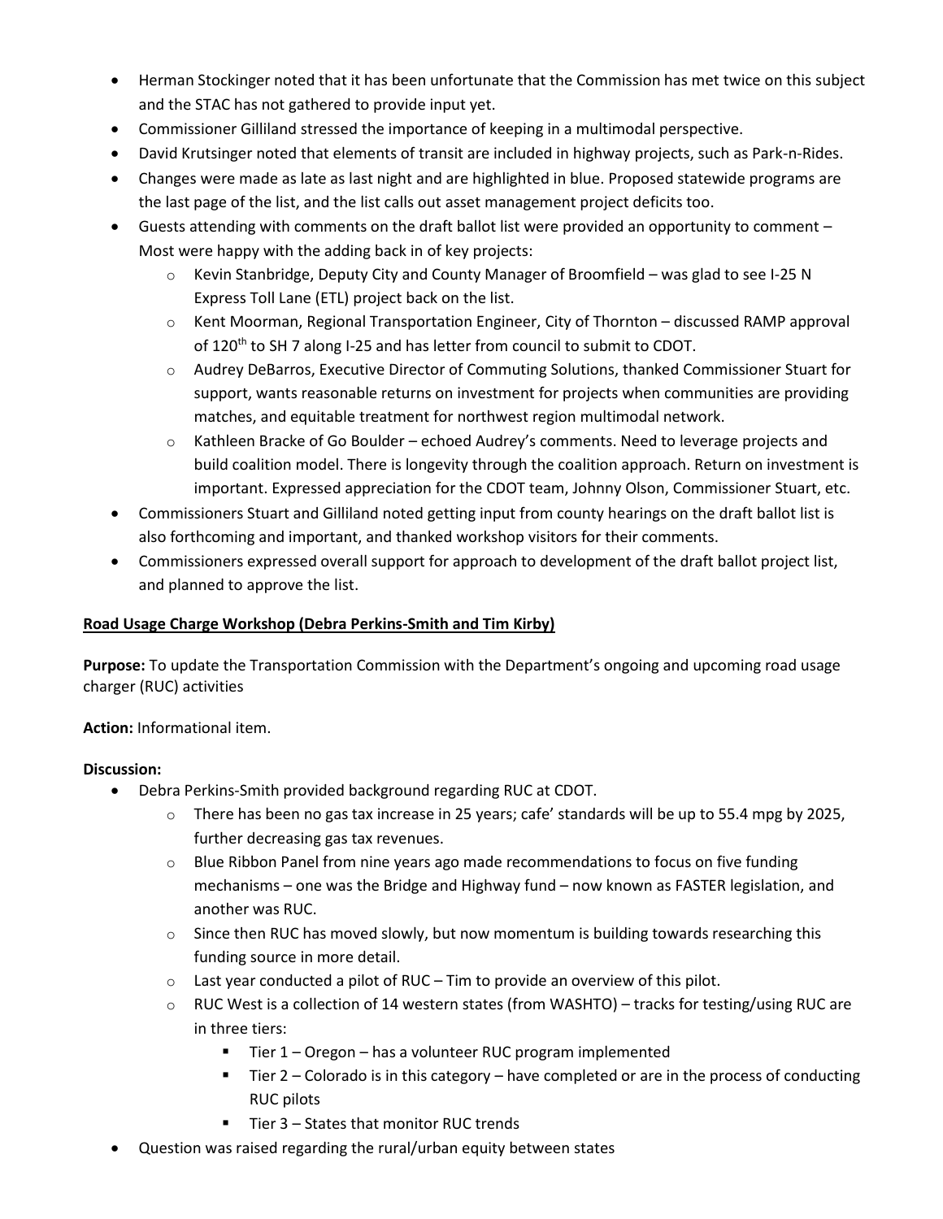- Herman Stockinger noted that it has been unfortunate that the Commission has met twice on this subject and the STAC has not gathered to provide input yet.
- Commissioner Gilliland stressed the importance of keeping in a multimodal perspective.
- David Krutsinger noted that elements of transit are included in highway projects, such as Park-n-Rides.
- Changes were made as late as last night and are highlighted in blue. Proposed statewide programs are the last page of the list, and the list calls out asset management project deficits too.
- Guests attending with comments on the draft ballot list were provided an opportunity to comment – Most were happy with the adding back in of key projects:
  - Kevin Stanbridge, Deputy City and County Manager of Broomfield – was glad to see I-25 N Express Toll Lane (ETL) project back on the list.
  - Kent Moorman, Regional Transportation Engineer, City of Thornton – discussed RAMP approval of 120th to SH 7 along I-25 and has letter from council to submit to CDOT.
  - Audrey DeBarros, Executive Director of Commuting Solutions, thanked Commissioner Stuart for support, wants reasonable returns on investment for projects when communities are providing matches, and equitable treatment for northwest region multimodal network.
  - Kathleen Bracke of Go Boulder – echoed Audrey's comments. Need to leverage projects and build coalition model. There is longevity through the coalition approach. Return on investment is important. Expressed appreciation for the CDOT team, Johnny Olson, Commissioner Stuart, etc.
- Commissioners Stuart and Gilliland noted getting input from county hearings on the draft ballot list is also forthcoming and important, and thanked workshop visitors for their comments.
- Commissioners expressed overall support for approach to development of the draft ballot project list, and planned to approve the list.

**Road Usage Charge Workshop (Debra Perkins-Smith and Tim Kirby)**

**Purpose:** To update the Transportation Commission with the Department's ongoing and upcoming road usage charger (RUC) activities

**Action:** Informational item.

**Discussion:**

- Debra Perkins-Smith provided background regarding RUC at CDOT.
  - There has been no gas tax increase in 25 years; cafe' standards will be up to 55.4 mpg by 2025, further decreasing gas tax revenues.
  - Blue Ribbon Panel from nine years ago made recommendations to focus on five funding mechanisms – one was the Bridge and Highway fund – now known as FASTER legislation, and another was RUC.
  - Since then RUC has moved slowly, but now momentum is building towards researching this funding source in more detail.
  - Last year conducted a pilot of RUC – Tim to provide an overview of this pilot.
  - RUC West is a collection of 14 western states (from WASHTO) – tracks for testing/using RUC are in three tiers:
    - Tier 1 – Oregon – has a volunteer RUC program implemented
    - Tier 2 – Colorado is in this category – have completed or are in the process of conducting RUC pilots
    - Tier 3 – States that monitor RUC trends
- Question was raised regarding the rural/urban equity between states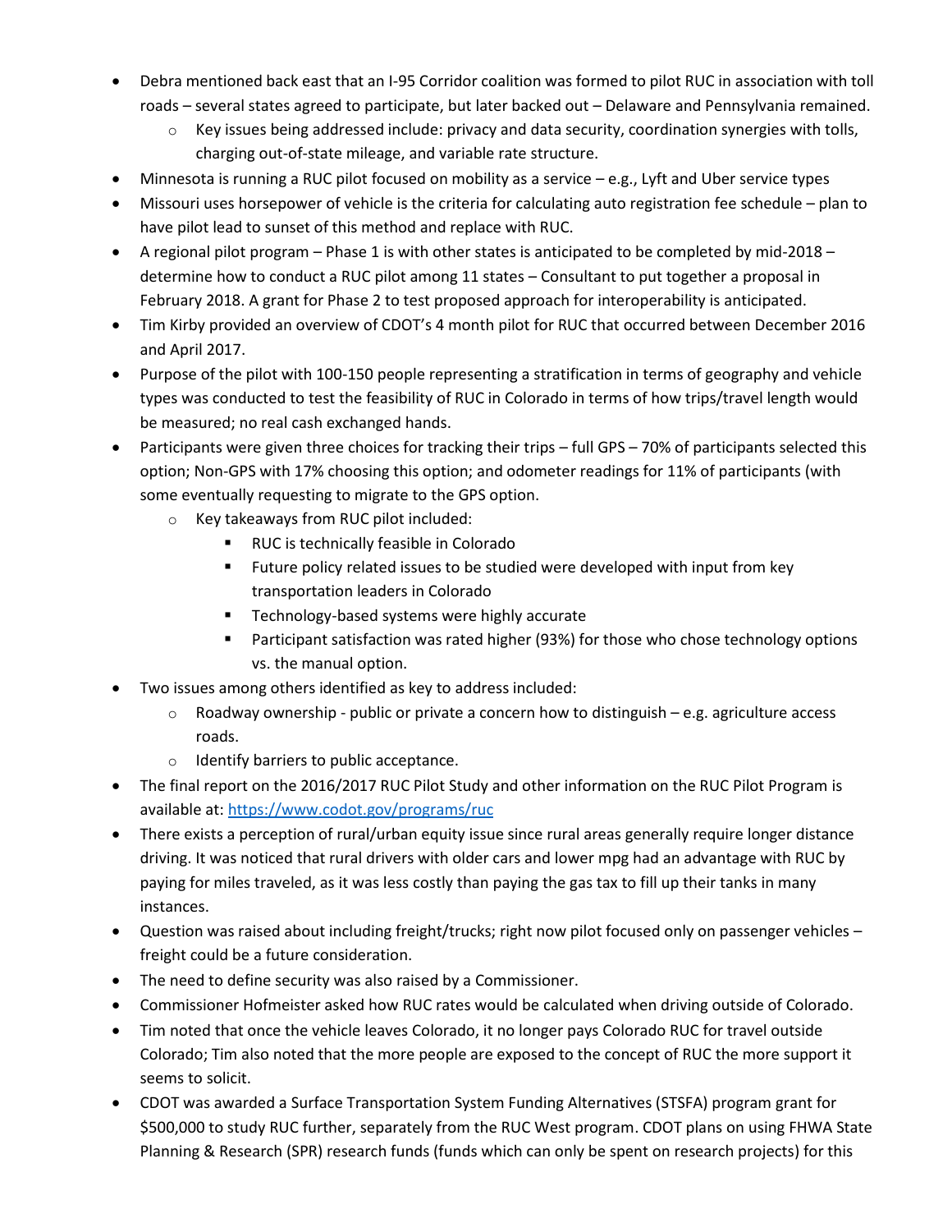- Debra mentioned back east that an I-95 Corridor coalition was formed to pilot RUC in association with toll roads – several states agreed to participate, but later backed out – Delaware and Pennsylvania remained.
  - Key issues being addressed include: privacy and data security, coordination synergies with tolls, charging out-of-state mileage, and variable rate structure.
- Minnesota is running a RUC pilot focused on mobility as a service – e.g., Lyft and Uber service types
- Missouri uses horsepower of vehicle is the criteria for calculating auto registration fee schedule – plan to have pilot lead to sunset of this method and replace with RUC.
- A regional pilot program – Phase 1 is with other states is anticipated to be completed by mid-2018 – determine how to conduct a RUC pilot among 11 states – Consultant to put together a proposal in February 2018. A grant for Phase 2 to test proposed approach for interoperability is anticipated.
- Tim Kirby provided an overview of CDOT's 4 month pilot for RUC that occurred between December 2016 and April 2017.
- Purpose of the pilot with 100-150 people representing a stratification in terms of geography and vehicle types was conducted to test the feasibility of RUC in Colorado in terms of how trips/travel length would be measured; no real cash exchanged hands.
- Participants were given three choices for tracking their trips – full GPS – 70% of participants selected this option; Non-GPS with 17% choosing this option; and odometer readings for 11% of participants (with some eventually requesting to migrate to the GPS option.
  - Key takeaways from RUC pilot included:
    - RUC is technically feasible in Colorado
    - Future policy related issues to be studied were developed with input from key transportation leaders in Colorado
    - Technology-based systems were highly accurate
    - Participant satisfaction was rated higher (93%) for those who chose technology options vs. the manual option.
- Two issues among others identified as key to address included:
  - Roadway ownership - public or private a concern how to distinguish – e.g. agriculture access roads.
  - Identify barriers to public acceptance.
- The final report on the 2016/2017 RUC Pilot Study and other information on the RUC Pilot Program is available at: [https://www.codot.gov/programs/ruc](https://www.codot.gov/programs/ruc)
- There exists a perception of rural/urban equity issue since rural areas generally require longer distance driving. It was noticed that rural drivers with older cars and lower mpg had an advantage with RUC by paying for miles traveled, as it was less costly than paying the gas tax to fill up their tanks in many instances.
- Question was raised about including freight/trucks; right now pilot focused only on passenger vehicles – freight could be a future consideration.
- The need to define security was also raised by a Commissioner.
- Commissioner Hofmeister asked how RUC rates would be calculated when driving outside of Colorado.
- Tim noted that once the vehicle leaves Colorado, it no longer pays Colorado RUC for travel outside Colorado; Tim also noted that the more people are exposed to the concept of RUC the more support it seems to solicit.
- CDOT was awarded a Surface Transportation System Funding Alternatives (STSFA) program grant for $500,000 to study RUC further, separately from the RUC West program. CDOT plans on using FHWA State Planning & Research (SPR) research funds (funds which can only be spent on research projects) for this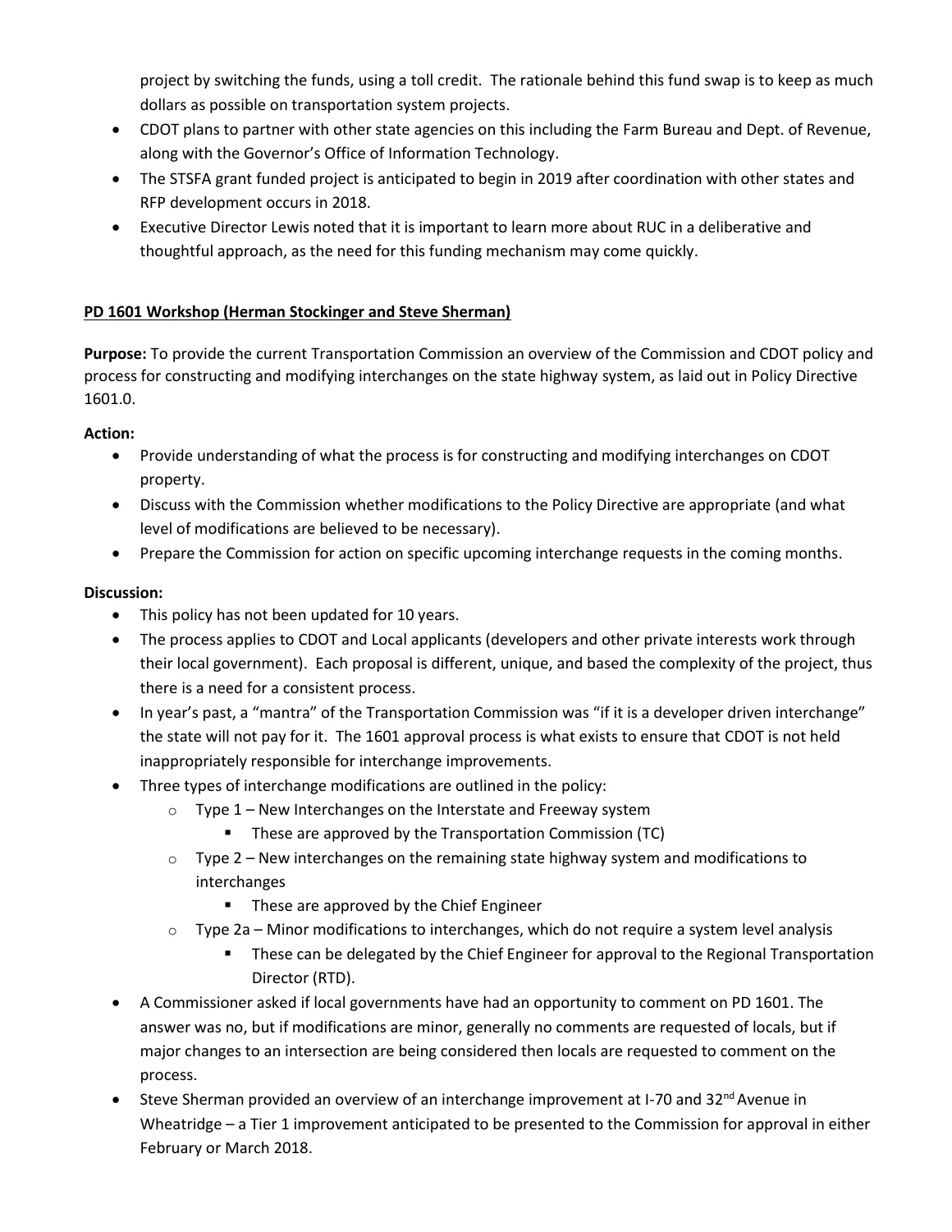project by switching the funds, using a toll credit. The rationale behind this fund swap is to keep as much dollars as possible on transportation system projects.

- CDOT plans to partner with other state agencies on this including the Farm Bureau and Dept. of Revenue, along with the Governor's Office of Information Technology.
- The STSFA grant funded project is anticipated to begin in 2019 after coordination with other states and RFP development occurs in 2018.
- Executive Director Lewis noted that it is important to learn more about RUC in a deliberative and thoughtful approach, as the need for this funding mechanism may come quickly.

**PD 1601 Workshop (Herman Stockinger and Steve Sherman)**

**Purpose:** To provide the current Transportation Commission an overview of the Commission and CDOT policy and process for constructing and modifying interchanges on the state highway system, as laid out in Policy Directive 1601.0.

**Action:**

- Provide understanding of what the process is for constructing and modifying interchanges on CDOT property.
- Discuss with the Commission whether modifications to the Policy Directive are appropriate (and what level of modifications are believed to be necessary).
- Prepare the Commission for action on specific upcoming interchange requests in the coming months.

**Discussion:**

- This policy has not been updated for 10 years.
- The process applies to CDOT and Local applicants (developers and other private interests work through their local government). Each proposal is different, unique, and based the complexity of the project, thus there is a need for a consistent process.
- In year's past, a "mantra" of the Transportation Commission was "if it is a developer driven interchange" the state will not pay for it. The 1601 approval process is what exists to ensure that CDOT is not held inappropriately responsible for interchange improvements.
- Three types of interchange modifications are outlined in the policy:
  - Type 1 – New Interchanges on the Interstate and Freeway system
    - These are approved by the Transportation Commission (TC)
  - Type 2 – New interchanges on the remaining state highway system and modifications to interchanges
    - These are approved by the Chief Engineer
  - Type 2a – Minor modifications to interchanges, which do not require a system level analysis
    - These can be delegated by the Chief Engineer for approval to the Regional Transportation Director (RTD).
- A Commissioner asked if local governments have had an opportunity to comment on PD 1601. The answer was no, but if modifications are minor, generally no comments are requested of locals, but if major changes to an intersection are being considered then locals are requested to comment on the process.
- Steve Sherman provided an overview of an interchange improvement at I-70 and 32nd Avenue in Wheatridge – a Tier 1 improvement anticipated to be presented to the Commission for approval in either February or March 2018.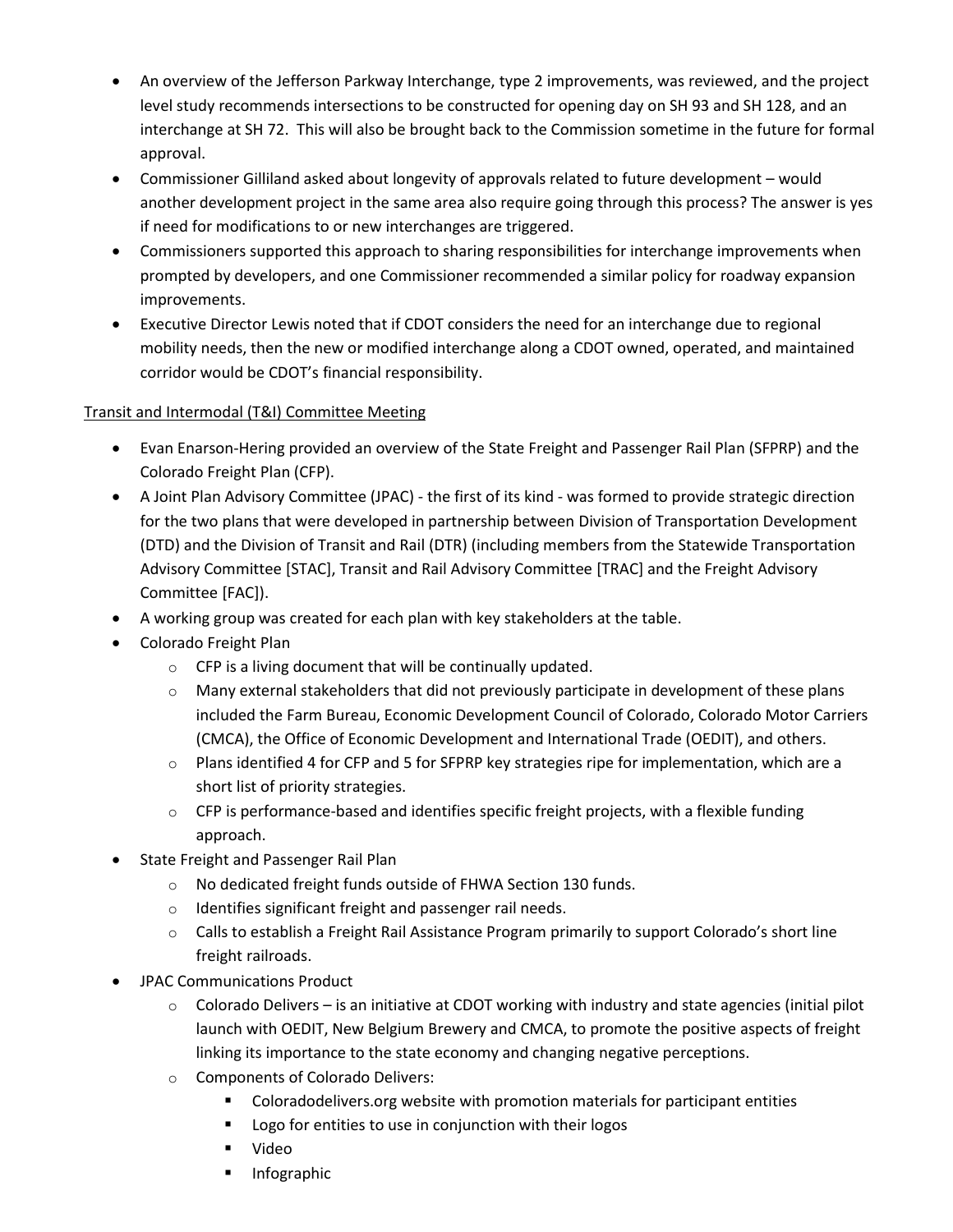- An overview of the Jefferson Parkway Interchange, type 2 improvements, was reviewed, and the project level study recommends intersections to be constructed for opening day on SH 93 and SH 128, and an interchange at SH 72. This will also be brought back to the Commission sometime in the future for formal approval.
- Commissioner Gilliland asked about longevity of approvals related to future development – would another development project in the same area also require going through this process? The answer is yes if need for modifications to or new interchanges are triggered.
- Commissioners supported this approach to sharing responsibilities for interchange improvements when prompted by developers, and one Commissioner recommended a similar policy for roadway expansion improvements.
- Executive Director Lewis noted that if CDOT considers the need for an interchange due to regional mobility needs, then the new or modified interchange along a CDOT owned, operated, and maintained corridor would be CDOT's financial responsibility.

<u>Transit and Intermodal (T&I) Committee Meeting</u>

- Evan Enarson-Hering provided an overview of the State Freight and Passenger Rail Plan (SFPRP) and the Colorado Freight Plan (CFP).
- A Joint Plan Advisory Committee (JPAC) - the first of its kind - was formed to provide strategic direction for the two plans that were developed in partnership between Division of Transportation Development (DTD) and the Division of Transit and Rail (DTR) (including members from the Statewide Transportation Advisory Committee [STAC], Transit and Rail Advisory Committee [TRAC] and the Freight Advisory Committee [FAC]).
- A working group was created for each plan with key stakeholders at the table.
- Colorado Freight Plan
  - CFP is a living document that will be continually updated.
  - Many external stakeholders that did not previously participate in development of these plans included the Farm Bureau, Economic Development Council of Colorado, Colorado Motor Carriers (CMCA), the Office of Economic Development and International Trade (OEDIT), and others.
  - Plans identified 4 for CFP and 5 for SFPRP key strategies ripe for implementation, which are a short list of priority strategies.
  - CFP is performance-based and identifies specific freight projects, with a flexible funding approach.
- State Freight and Passenger Rail Plan
  - No dedicated freight funds outside of FHWA Section 130 funds.
  - Identifies significant freight and passenger rail needs.
  - Calls to establish a Freight Rail Assistance Program primarily to support Colorado's short line freight railroads.
- JPAC Communications Product
  - Colorado Delivers – is an initiative at CDOT working with industry and state agencies (initial pilot launch with OEDIT, New Belgium Brewery and CMCA, to promote the positive aspects of freight linking its importance to the state economy and changing negative perceptions.
  - Components of Colorado Delivers:
    - Coloradodelivers.org website with promotion materials for participant entities
    - Logo for entities to use in conjunction with their logos
    - Video
    - Infographic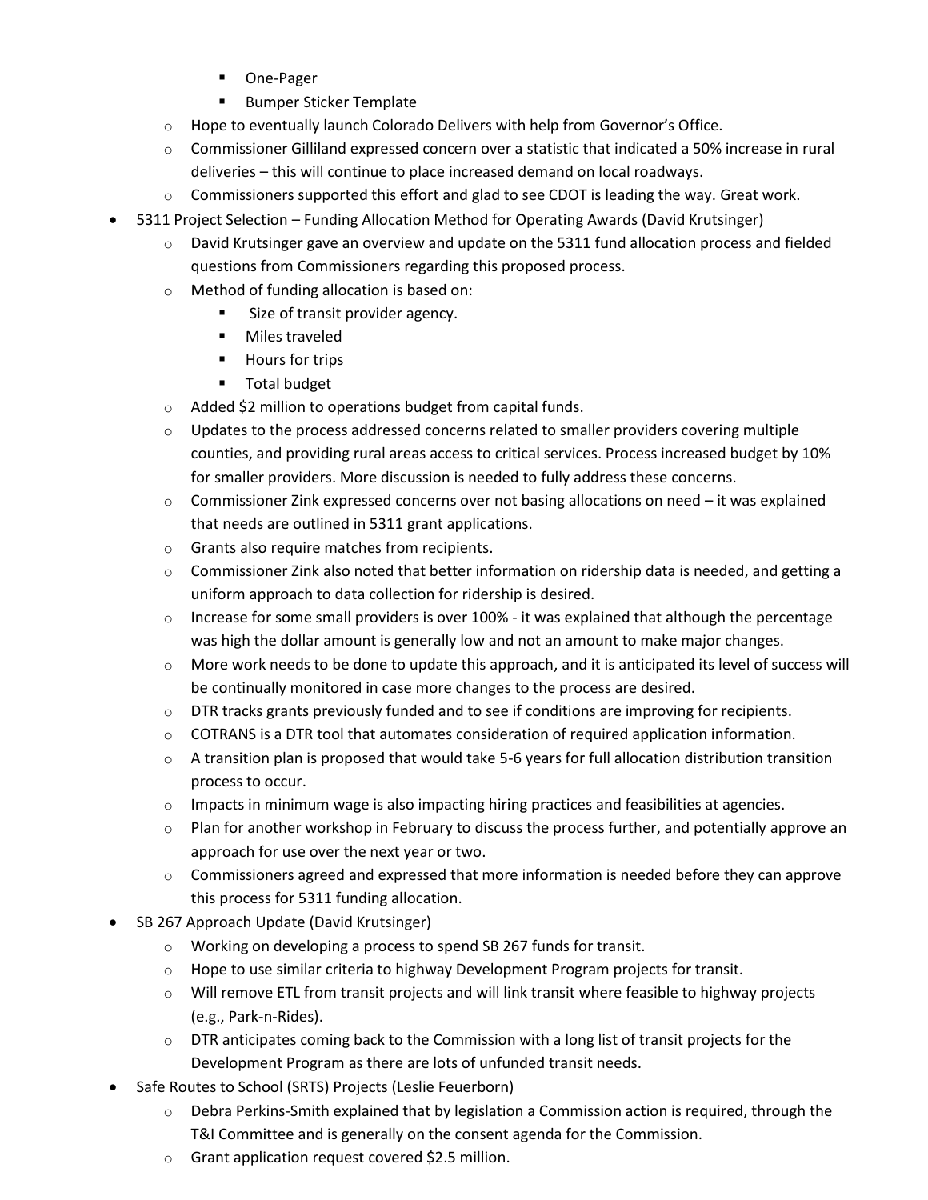- One-Pager
        - Bumper Sticker Template
    - Hope to eventually launch Colorado Delivers with help from Governor's Office.
    - Commissioner Gilliland expressed concern over a statistic that indicated a 50% increase in rural deliveries – this will continue to place increased demand on local roadways.
    - Commissioners supported this effort and glad to see CDOT is leading the way. Great work.
- 5311 Project Selection – Funding Allocation Method for Operating Awards (David Krutsinger)
    - David Krutsinger gave an overview and update on the 5311 fund allocation process and fielded questions from Commissioners regarding this proposed process.
    - Method of funding allocation is based on:
        - Size of transit provider agency.
        - Miles traveled
        - Hours for trips
        - Total budget
    - Added $2 million to operations budget from capital funds.
    - Updates to the process addressed concerns related to smaller providers covering multiple counties, and providing rural areas access to critical services. Process increased budget by 10% for smaller providers. More discussion is needed to fully address these concerns.
    - Commissioner Zink expressed concerns over not basing allocations on need – it was explained that needs are outlined in 5311 grant applications.
    - Grants also require matches from recipients.
    - Commissioner Zink also noted that better information on ridership data is needed, and getting a uniform approach to data collection for ridership is desired.
    - Increase for some small providers is over 100% - it was explained that although the percentage was high the dollar amount is generally low and not an amount to make major changes.
    - More work needs to be done to update this approach, and it is anticipated its level of success will be continually monitored in case more changes to the process are desired.
    - DTR tracks grants previously funded and to see if conditions are improving for recipients.
    - COTRANS is a DTR tool that automates consideration of required application information.
    - A transition plan is proposed that would take 5-6 years for full allocation distribution transition process to occur.
    - Impacts in minimum wage is also impacting hiring practices and feasibilities at agencies.
    - Plan for another workshop in February to discuss the process further, and potentially approve an approach for use over the next year or two.
    - Commissioners agreed and expressed that more information is needed before they can approve this process for 5311 funding allocation.
- SB 267 Approach Update (David Krutsinger)
    - Working on developing a process to spend SB 267 funds for transit.
    - Hope to use similar criteria to highway Development Program projects for transit.
    - Will remove ETL from transit projects and will link transit where feasible to highway projects (e.g., Park-n-Rides).
    - DTR anticipates coming back to the Commission with a long list of transit projects for the Development Program as there are lots of unfunded transit needs.
- Safe Routes to School (SRTS) Projects (Leslie Feuerborn)
    - Debra Perkins-Smith explained that by legislation a Commission action is required, through the T&I Committee and is generally on the consent agenda for the Commission.
    - Grant application request covered $2.5 million.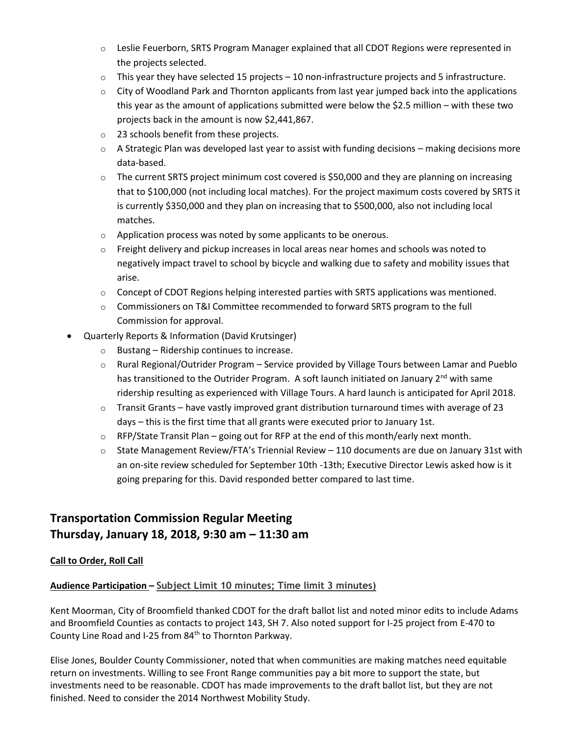- Leslie Feuerborn, SRTS Program Manager explained that all CDOT Regions were represented in the projects selected.
  - This year they have selected 15 projects – 10 non-infrastructure projects and 5 infrastructure.
  - City of Woodland Park and Thornton applicants from last year jumped back into the applications this year as the amount of applications submitted were below the $2.5 million – with these two projects back in the amount is now $2,441,867.
  - 23 schools benefit from these projects.
  - A Strategic Plan was developed last year to assist with funding decisions – making decisions more data-based.
  - The current SRTS project minimum cost covered is $50,000 and they are planning on increasing that to $100,000 (not including local matches). For the project maximum costs covered by SRTS it is currently $350,000 and they plan on increasing that to $500,000, also not including local matches.
  - Application process was noted by some applicants to be onerous.
  - Freight delivery and pickup increases in local areas near homes and schools was noted to negatively impact travel to school by bicycle and walking due to safety and mobility issues that arise.
  - Concept of CDOT Regions helping interested parties with SRTS applications was mentioned.
  - Commissioners on T&I Committee recommended to forward SRTS program to the full Commission for approval.
- Quarterly Reports & Information (David Krutsinger)
  - Bustang – Ridership continues to increase.
  - Rural Regional/Outrider Program – Service provided by Village Tours between Lamar and Pueblo has transitioned to the Outrider Program. A soft launch initiated on January 2nd with same ridership resulting as experienced with Village Tours. A hard launch is anticipated for April 2018.
  - Transit Grants – have vastly improved grant distribution turnaround times with average of 23 days – this is the first time that all grants were executed prior to January 1st.
  - RFP/State Transit Plan – going out for RFP at the end of this month/early next month.
  - State Management Review/FTA's Triennial Review – 110 documents are due on January 31st with an on-site review scheduled for September 10th -13th; Executive Director Lewis asked how is it going preparing for this. David responded better compared to last time.

## Transportation Commission Regular Meeting
## Thursday, January 18, 2018, 9:30 am – 11:30 am

**Call to Order, Roll Call**

**Audience Participation – Subject Limit 10 minutes; Time limit 3 minutes)**

Kent Moorman, City of Broomfield thanked CDOT for the draft ballot list and noted minor edits to include Adams and Broomfield Counties as contacts to project 143, SH 7. Also noted support for I-25 project from E-470 to County Line Road and I-25 from 84th to Thornton Parkway.

Elise Jones, Boulder County Commissioner, noted that when communities are making matches need equitable return on investments. Willing to see Front Range communities pay a bit more to support the state, but investments need to be reasonable. CDOT has made improvements to the draft ballot list, but they are not finished. Need to consider the 2014 Northwest Mobility Study.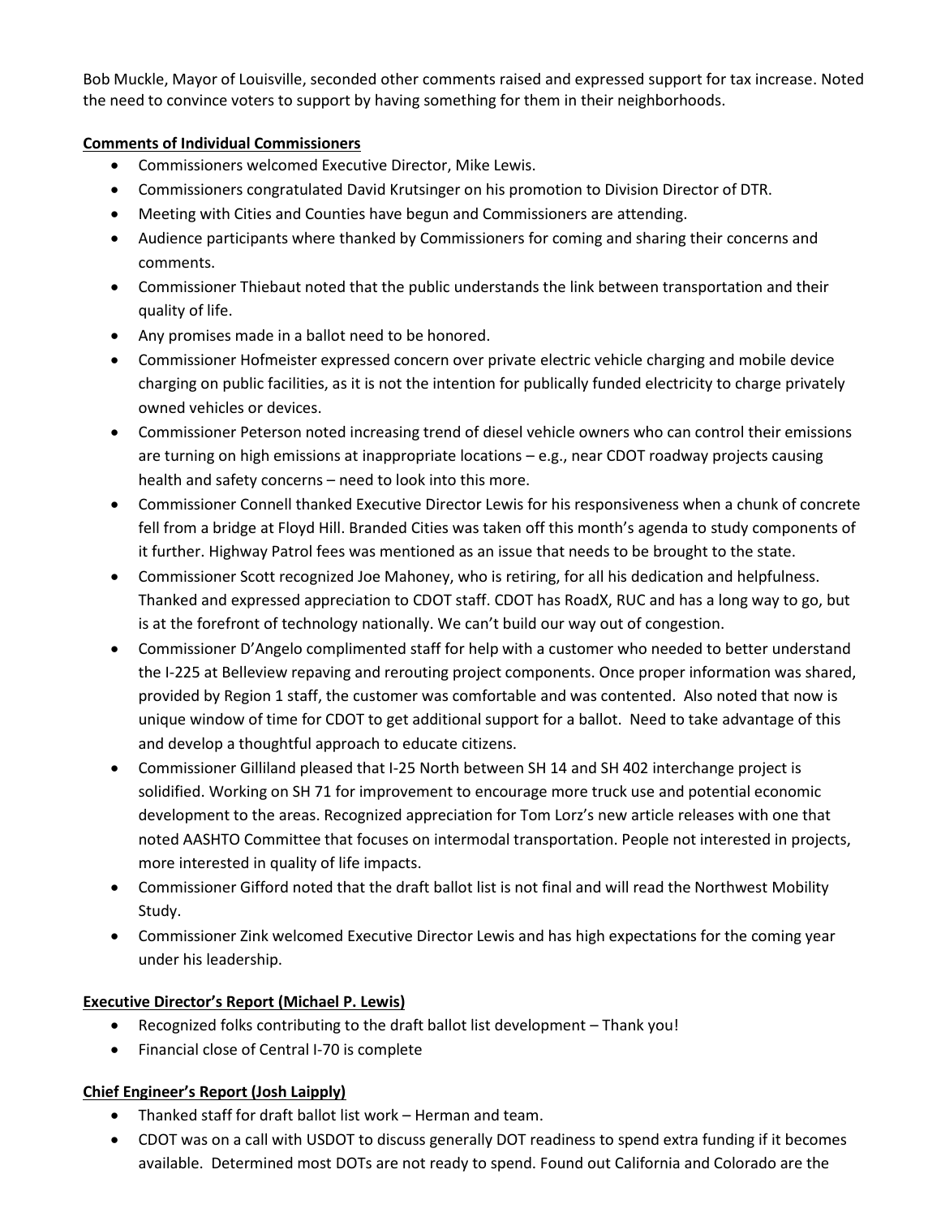Bob Muckle, Mayor of Louisville, seconded other comments raised and expressed support for tax increase. Noted the need to convince voters to support by having something for them in their neighborhoods.

**Comments of Individual Commissioners**

- Commissioners welcomed Executive Director, Mike Lewis.
- Commissioners congratulated David Krutsinger on his promotion to Division Director of DTR.
- Meeting with Cities and Counties have begun and Commissioners are attending.
- Audience participants where thanked by Commissioners for coming and sharing their concerns and comments.
- Commissioner Thiebaut noted that the public understands the link between transportation and their quality of life.
- Any promises made in a ballot need to be honored.
- Commissioner Hofmeister expressed concern over private electric vehicle charging and mobile device charging on public facilities, as it is not the intention for publically funded electricity to charge privately owned vehicles or devices.
- Commissioner Peterson noted increasing trend of diesel vehicle owners who can control their emissions are turning on high emissions at inappropriate locations – e.g., near CDOT roadway projects causing health and safety concerns – need to look into this more.
- Commissioner Connell thanked Executive Director Lewis for his responsiveness when a chunk of concrete fell from a bridge at Floyd Hill. Branded Cities was taken off this month's agenda to study components of it further. Highway Patrol fees was mentioned as an issue that needs to be brought to the state.
- Commissioner Scott recognized Joe Mahoney, who is retiring, for all his dedication and helpfulness. Thanked and expressed appreciation to CDOT staff. CDOT has RoadX, RUC and has a long way to go, but is at the forefront of technology nationally. We can't build our way out of congestion.
- Commissioner D'Angelo complimented staff for help with a customer who needed to better understand the I-225 at Belleview repaving and rerouting project components. Once proper information was shared, provided by Region 1 staff, the customer was comfortable and was contented. Also noted that now is unique window of time for CDOT to get additional support for a ballot. Need to take advantage of this and develop a thoughtful approach to educate citizens.
- Commissioner Gilliland pleased that I-25 North between SH 14 and SH 402 interchange project is solidified. Working on SH 71 for improvement to encourage more truck use and potential economic development to the areas. Recognized appreciation for Tom Lorz's new article releases with one that noted AASHTO Committee that focuses on intermodal transportation. People not interested in projects, more interested in quality of life impacts.
- Commissioner Gifford noted that the draft ballot list is not final and will read the Northwest Mobility Study.
- Commissioner Zink welcomed Executive Director Lewis and has high expectations for the coming year under his leadership.

**Executive Director's Report (Michael P. Lewis)**

- Recognized folks contributing to the draft ballot list development – Thank you!
- Financial close of Central I-70 is complete

**Chief Engineer's Report (Josh Laipply)**

- Thanked staff for draft ballot list work – Herman and team.
- CDOT was on a call with USDOT to discuss generally DOT readiness to spend extra funding if it becomes available. Determined most DOTs are not ready to spend. Found out California and Colorado are the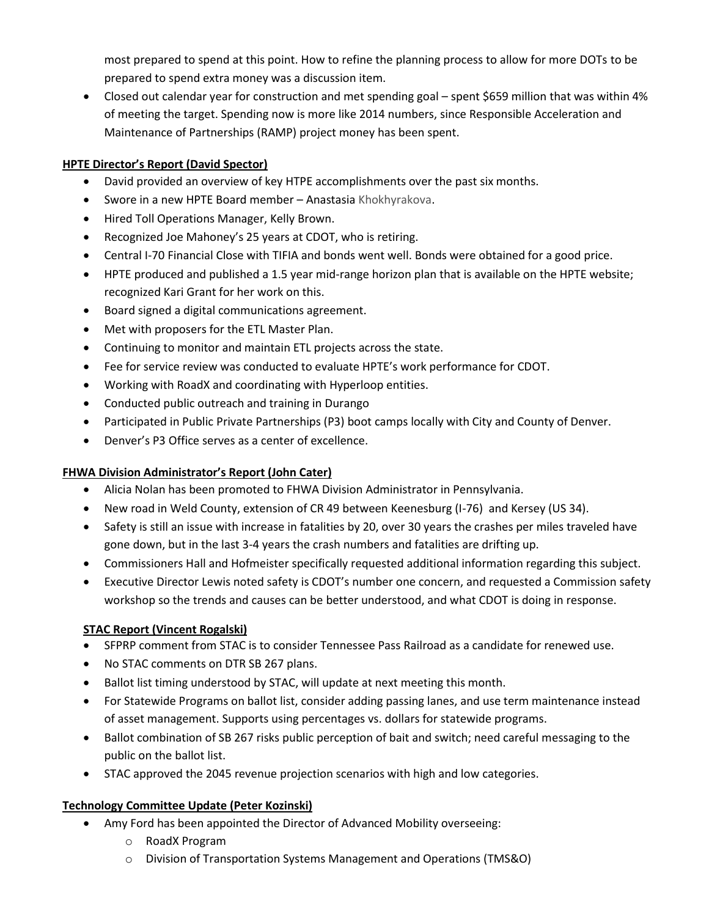most prepared to spend at this point. How to refine the planning process to allow for more DOTs to be prepared to spend extra money was a discussion item.

- Closed out calendar year for construction and met spending goal – spent $659 million that was within 4% of meeting the target. Spending now is more like 2014 numbers, since Responsible Acceleration and Maintenance of Partnerships (RAMP) project money has been spent.

**HPTE Director's Report (David Spector)**

- David provided an overview of key HTPE accomplishments over the past six months.
- Swore in a new HPTE Board member – Anastasia Khokhyrakova.
- Hired Toll Operations Manager, Kelly Brown.
- Recognized Joe Mahoney's 25 years at CDOT, who is retiring.
- Central I-70 Financial Close with TIFIA and bonds went well. Bonds were obtained for a good price.
- HPTE produced and published a 1.5 year mid-range horizon plan that is available on the HPTE website; recognized Kari Grant for her work on this.
- Board signed a digital communications agreement.
- Met with proposers for the ETL Master Plan.
- Continuing to monitor and maintain ETL projects across the state.
- Fee for service review was conducted to evaluate HPTE's work performance for CDOT.
- Working with RoadX and coordinating with Hyperloop entities.
- Conducted public outreach and training in Durango
- Participated in Public Private Partnerships (P3) boot camps locally with City and County of Denver.
- Denver's P3 Office serves as a center of excellence.

**FHWA Division Administrator's Report (John Cater)**

- Alicia Nolan has been promoted to FHWA Division Administrator in Pennsylvania.
- New road in Weld County, extension of CR 49 between Keenesburg (I-76) and Kersey (US 34).
- Safety is still an issue with increase in fatalities by 20, over 30 years the crashes per miles traveled have gone down, but in the last 3-4 years the crash numbers and fatalities are drifting up.
- Commissioners Hall and Hofmeister specifically requested additional information regarding this subject.
- Executive Director Lewis noted safety is CDOT's number one concern, and requested a Commission safety workshop so the trends and causes can be better understood, and what CDOT is doing in response.

**STAC Report (Vincent Rogalski)**

- SFPRP comment from STAC is to consider Tennessee Pass Railroad as a candidate for renewed use.
- No STAC comments on DTR SB 267 plans.
- Ballot list timing understood by STAC, will update at next meeting this month.
- For Statewide Programs on ballot list, consider adding passing lanes, and use term maintenance instead of asset management. Supports using percentages vs. dollars for statewide programs.
- Ballot combination of SB 267 risks public perception of bait and switch; need careful messaging to the public on the ballot list.
- STAC approved the 2045 revenue projection scenarios with high and low categories.

**Technology Committee Update (Peter Kozinski)**

- Amy Ford has been appointed the Director of Advanced Mobility overseeing:
  - RoadX Program
  - Division of Transportation Systems Management and Operations (TMS&O)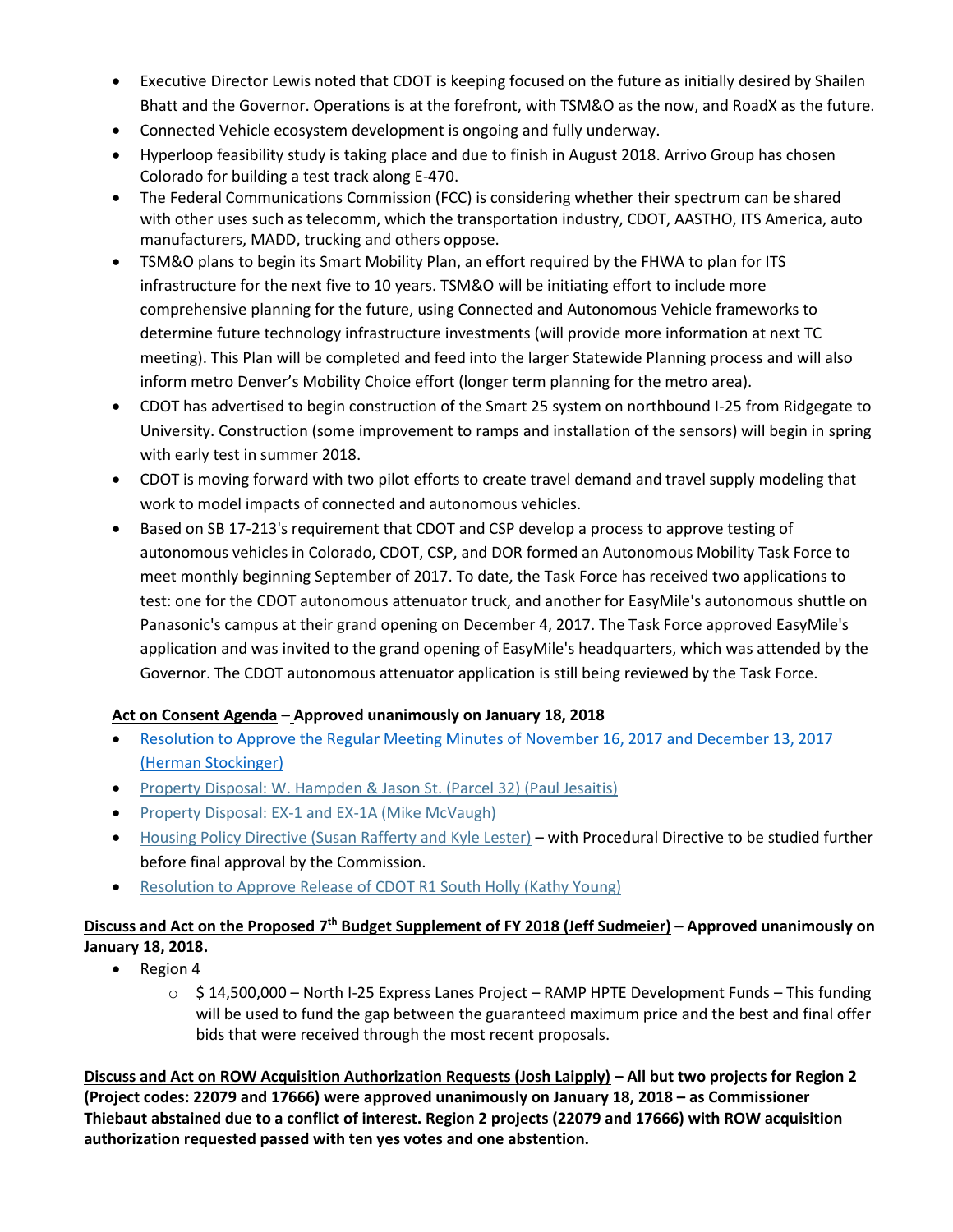- Executive Director Lewis noted that CDOT is keeping focused on the future as initially desired by Shailen Bhatt and the Governor. Operations is at the forefront, with TSM&O as the now, and RoadX as the future.
- Connected Vehicle ecosystem development is ongoing and fully underway.
- Hyperloop feasibility study is taking place and due to finish in August 2018. Arrivo Group has chosen Colorado for building a test track along E-470.
- The Federal Communications Commission (FCC) is considering whether their spectrum can be shared with other uses such as telecomm, which the transportation industry, CDOT, AASTHO, ITS America, auto manufacturers, MADD, trucking and others oppose.
- TSM&O plans to begin its Smart Mobility Plan, an effort required by the FHWA to plan for ITS infrastructure for the next five to 10 years. TSM&O will be initiating effort to include more comprehensive planning for the future, using Connected and Autonomous Vehicle frameworks to determine future technology infrastructure investments (will provide more information at next TC meeting). This Plan will be completed and feed into the larger Statewide Planning process and will also inform metro Denver's Mobility Choice effort (longer term planning for the metro area).
- CDOT has advertised to begin construction of the Smart 25 system on northbound I-25 from Ridgegate to University. Construction (some improvement to ramps and installation of the sensors) will begin in spring with early test in summer 2018.
- CDOT is moving forward with two pilot efforts to create travel demand and travel supply modeling that work to model impacts of connected and autonomous vehicles.
- Based on SB 17-213's requirement that CDOT and CSP develop a process to approve testing of autonomous vehicles in Colorado, CDOT, CSP, and DOR formed an Autonomous Mobility Task Force to meet monthly beginning September of 2017. To date, the Task Force has received two applications to test: one for the CDOT autonomous attenuator truck, and another for EasyMile's autonomous shuttle on Panasonic's campus at their grand opening on December 4, 2017. The Task Force approved EasyMile's application and was invited to the grand opening of EasyMile's headquarters, which was attended by the Governor. The CDOT autonomous attenuator application is still being reviewed by the Task Force.

**Act on Consent Agenda – Approved unanimously on January 18, 2018**

- Resolution to Approve the Regular Meeting Minutes of November 16, 2017 and December 13, 2017 (Herman Stockinger)
- Property Disposal: W. Hampden & Jason St. (Parcel 32) (Paul Jesaitis)
- Property Disposal: EX-1 and EX-1A (Mike McVaugh)
- Housing Policy Directive (Susan Rafferty and Kyle Lester) – with Procedural Directive to be studied further before final approval by the Commission.
- Resolution to Approve Release of CDOT R1 South Holly (Kathy Young)

**Discuss and Act on the Proposed 7th Budget Supplement of FY 2018 (Jeff Sudmeier) – Approved unanimously on January 18, 2018.**

- Region 4
  - $ 14,500,000 – North I-25 Express Lanes Project – RAMP HPTE Development Funds – This funding will be used to fund the gap between the guaranteed maximum price and the best and final offer bids that were received through the most recent proposals.

**Discuss and Act on ROW Acquisition Authorization Requests (Josh Laipply) – All but two projects for Region 2 (Project codes: 22079 and 17666) were approved unanimously on January 18, 2018 – as Commissioner Thiebaut abstained due to a conflict of interest. Region 2 projects (22079 and 17666) with ROW acquisition authorization requested passed with ten yes votes and one abstention.**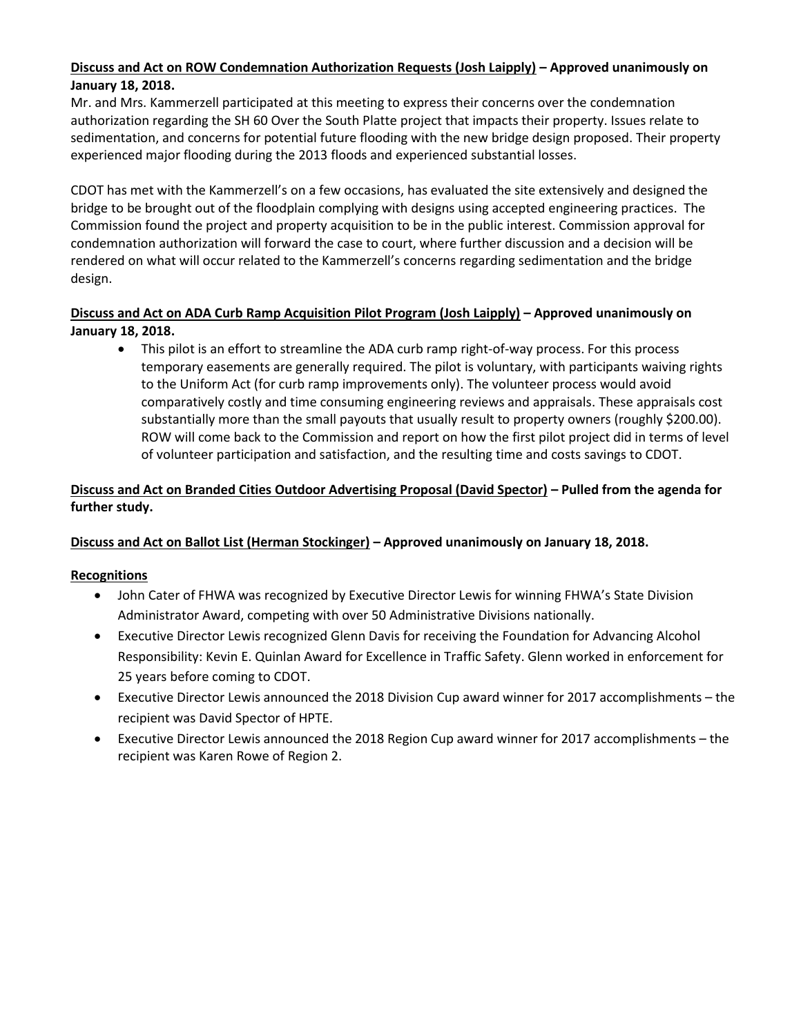**Discuss and Act on ROW Condemnation Authorization Requests (Josh Laipply) – Approved unanimously on January 18, 2018.**

Mr. and Mrs. Kammerzell participated at this meeting to express their concerns over the condemnation authorization regarding the SH 60 Over the South Platte project that impacts their property. Issues relate to sedimentation, and concerns for potential future flooding with the new bridge design proposed. Their property experienced major flooding during the 2013 floods and experienced substantial losses.

CDOT has met with the Kammerzell's on a few occasions, has evaluated the site extensively and designed the bridge to be brought out of the floodplain complying with designs using accepted engineering practices. The Commission found the project and property acquisition to be in the public interest. Commission approval for condemnation authorization will forward the case to court, where further discussion and a decision will be rendered on what will occur related to the Kammerzell's concerns regarding sedimentation and the bridge design.

**Discuss and Act on ADA Curb Ramp Acquisition Pilot Program (Josh Laipply) – Approved unanimously on January 18, 2018.**

- This pilot is an effort to streamline the ADA curb ramp right-of-way process. For this process temporary easements are generally required. The pilot is voluntary, with participants waiving rights to the Uniform Act (for curb ramp improvements only). The volunteer process would avoid comparatively costly and time consuming engineering reviews and appraisals. These appraisals cost substantially more than the small payouts that usually result to property owners (roughly $200.00). ROW will come back to the Commission and report on how the first pilot project did in terms of level of volunteer participation and satisfaction, and the resulting time and costs savings to CDOT.

**Discuss and Act on Branded Cities Outdoor Advertising Proposal (David Spector) – Pulled from the agenda for further study.**

**Discuss and Act on Ballot List (Herman Stockinger) – Approved unanimously on January 18, 2018.**

**Recognitions**

- John Cater of FHWA was recognized by Executive Director Lewis for winning FHWA's State Division Administrator Award, competing with over 50 Administrative Divisions nationally.
- Executive Director Lewis recognized Glenn Davis for receiving the Foundation for Advancing Alcohol Responsibility: Kevin E. Quinlan Award for Excellence in Traffic Safety. Glenn worked in enforcement for 25 years before coming to CDOT.
- Executive Director Lewis announced the 2018 Division Cup award winner for 2017 accomplishments – the recipient was David Spector of HPTE.
- Executive Director Lewis announced the 2018 Region Cup award winner for 2017 accomplishments – the recipient was Karen Rowe of Region 2.